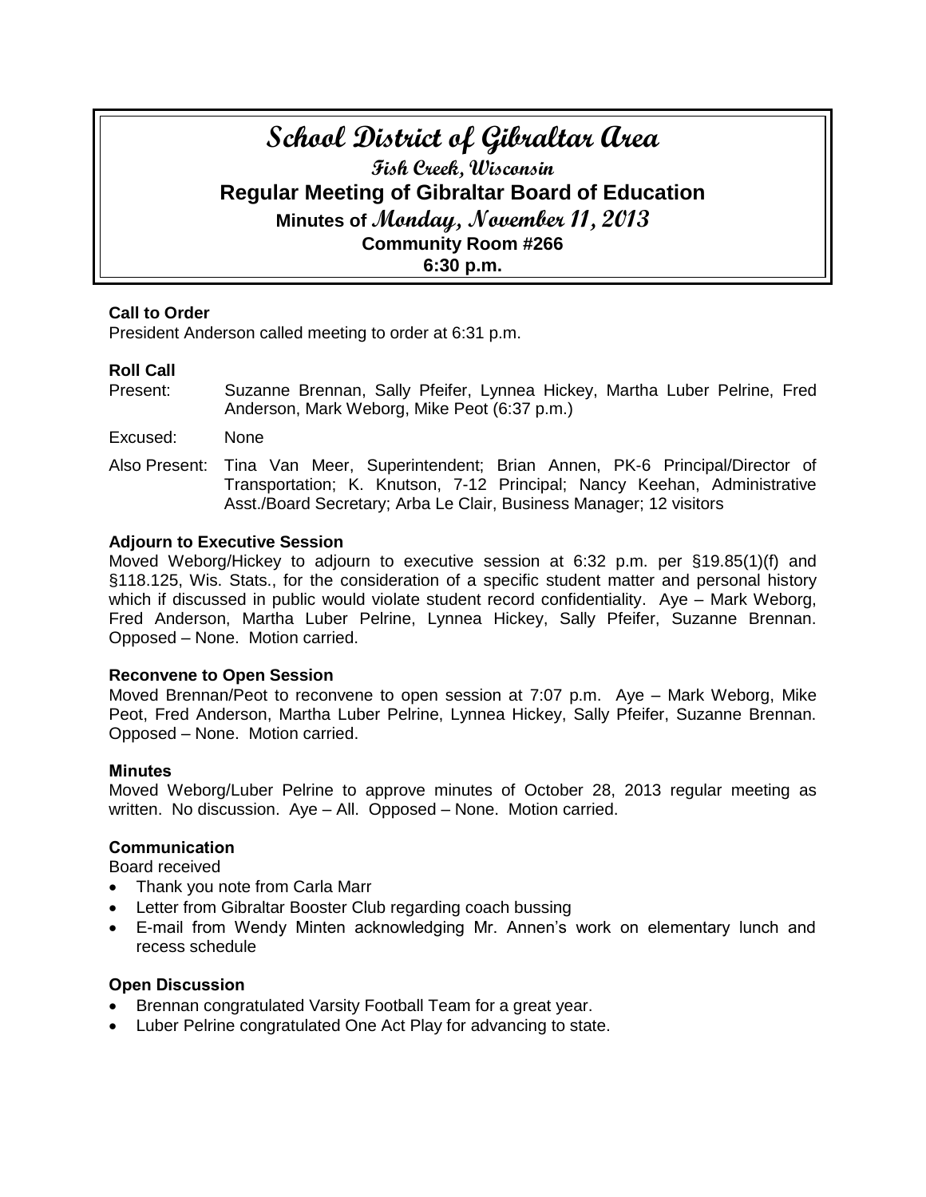# School District of Gibraltar Area

## Fish Creek, Wisconsin

## Regular Meeting of Gibraltar Board of Education

### Minutes of Monday, November 11, 2013

### Community Room #266

### 6:30 p.m.

**Call to Order**

President Anderson called meeting to order at 6:31 p.m.

**Roll Call**

Present: Suzanne Brennan, Sally Pfeifer, Lynnea Hickey, Martha Luber Pelrine, Fred Anderson, Mark Weborg, Mike Peot (6:37 p.m.)

Excused: None

Also Present: Tina Van Meer, Superintendent; Brian Annen, PK-6 Principal/Director of Transportation; K. Knutson, 7-12 Principal; Nancy Keehan, Administrative Asst./Board Secretary; Arba Le Clair, Business Manager; 12 visitors

**Adjourn to Executive Session**

Moved Weborg/Hickey to adjourn to executive session at 6:32 p.m. per §19.85(1)(f) and §118.125, Wis. Stats., for the consideration of a specific student matter and personal history which if discussed in public would violate student record confidentiality. Aye – Mark Weborg, Fred Anderson, Martha Luber Pelrine, Lynnea Hickey, Sally Pfeifer, Suzanne Brennan. Opposed – None. Motion carried.

**Reconvene to Open Session**

Moved Brennan/Peot to reconvene to open session at 7:07 p.m. Aye – Mark Weborg, Mike Peot, Fred Anderson, Martha Luber Pelrine, Lynnea Hickey, Sally Pfeifer, Suzanne Brennan. Opposed – None. Motion carried.

**Minutes**

Moved Weborg/Luber Pelrine to approve minutes of October 28, 2013 regular meeting as written. No discussion. Aye – All. Opposed – None. Motion carried.

**Communication**

Board received

- Thank you note from Carla Marr
- Letter from Gibraltar Booster Club regarding coach bussing
- E-mail from Wendy Minten acknowledging Mr. Annen's work on elementary lunch and recess schedule

**Open Discussion**

- Brennan congratulated Varsity Football Team for a great year.
- Luber Pelrine congratulated One Act Play for advancing to state.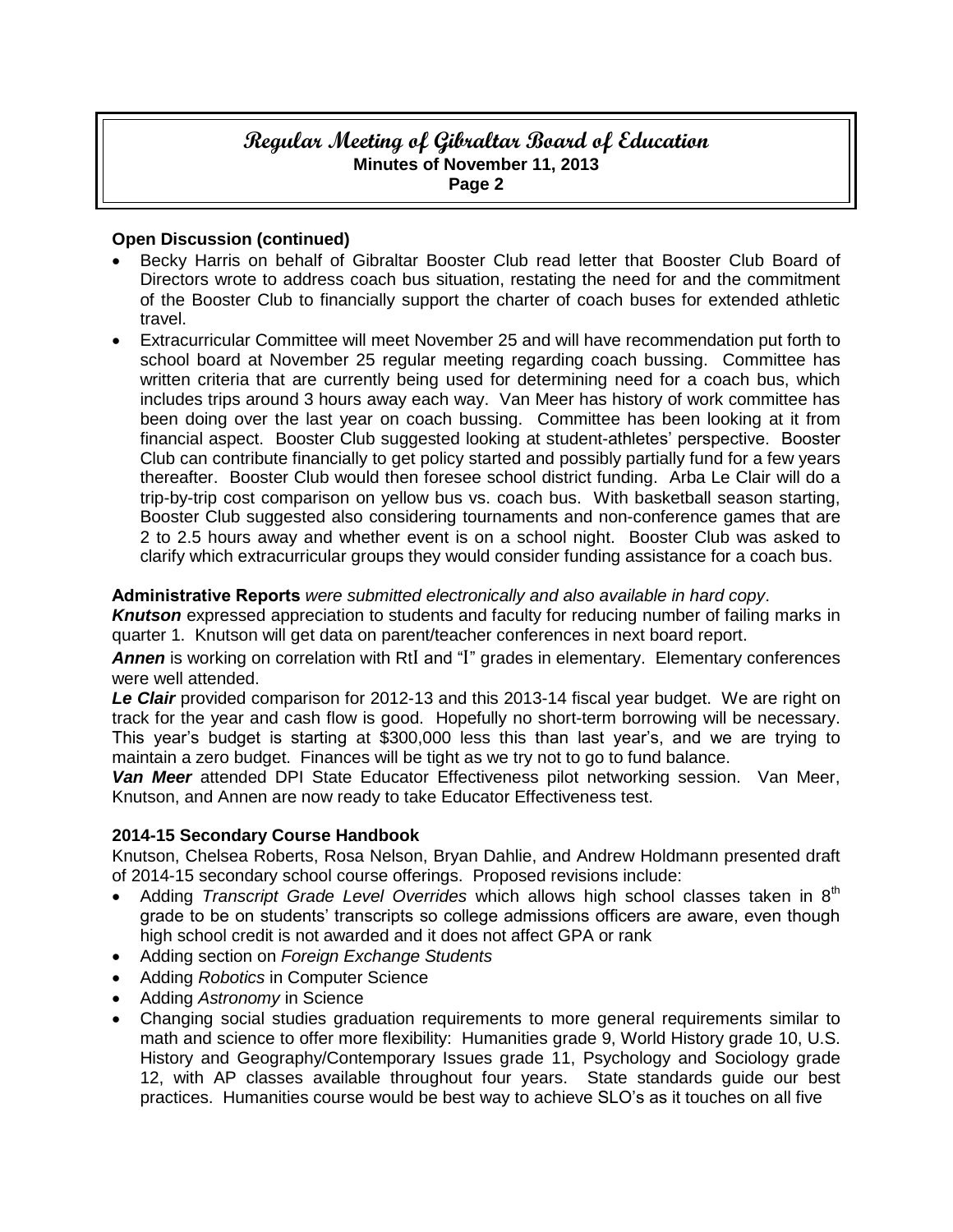**Open Discussion (continued)**

- Becky Harris on behalf of Gibraltar Booster Club read letter that Booster Club Board of Directors wrote to address coach bus situation, restating the need for and the commitment of the Booster Club to financially support the charter of coach buses for extended athletic travel.
- Extracurricular Committee will meet November 25 and will have recommendation put forth to school board at November 25 regular meeting regarding coach bussing. Committee has written criteria that are currently being used for determining need for a coach bus, which includes trips around 3 hours away each way. Van Meer has history of work committee has been doing over the last year on coach bussing. Committee has been looking at it from financial aspect. Booster Club suggested looking at student-athletes' perspective. Booster Club can contribute financially to get policy started and possibly partially fund for a few years thereafter. Booster Club would then foresee school district funding. Arba Le Clair will do a trip-by-trip cost comparison on yellow bus vs. coach bus. With basketball season starting, Booster Club suggested also considering tournaments and non-conference games that are 2 to 2.5 hours away and whether event is on a school night. Booster Club was asked to clarify which extracurricular groups they would consider funding assistance for a coach bus.

**Administrative Reports** *were submitted electronically and also available in hard copy*.

***Knutson*** expressed appreciation to students and faculty for reducing number of failing marks in quarter 1. Knutson will get data on parent/teacher conferences in next board report.

***Annen*** is working on correlation with RtI and "I" grades in elementary. Elementary conferences were well attended.

***Le Clair*** provided comparison for 2012-13 and this 2013-14 fiscal year budget. We are right on track for the year and cash flow is good. Hopefully no short-term borrowing will be necessary. This year's budget is starting at $300,000 less this than last year's, and we are trying to maintain a zero budget. Finances will be tight as we try not to go to fund balance.

***Van Meer*** attended DPI State Educator Effectiveness pilot networking session. Van Meer, Knutson, and Annen are now ready to take Educator Effectiveness test.

**2014-15 Secondary Course Handbook**

Knutson, Chelsea Roberts, Rosa Nelson, Bryan Dahlie, and Andrew Holdmann presented draft of 2014-15 secondary school course offerings. Proposed revisions include:

- Adding *Transcript Grade Level Overrides* which allows high school classes taken in 8th grade to be on students' transcripts so college admissions officers are aware, even though high school credit is not awarded and it does not affect GPA or rank
- Adding section on *Foreign Exchange Students*
- Adding *Robotics* in Computer Science
- Adding *Astronomy* in Science
- Changing social studies graduation requirements to more general requirements similar to math and science to offer more flexibility: Humanities grade 9, World History grade 10, U.S. History and Geography/Contemporary Issues grade 11, Psychology and Sociology grade 12, with AP classes available throughout four years. State standards guide our best practices. Humanities course would be best way to achieve SLO's as it touches on all five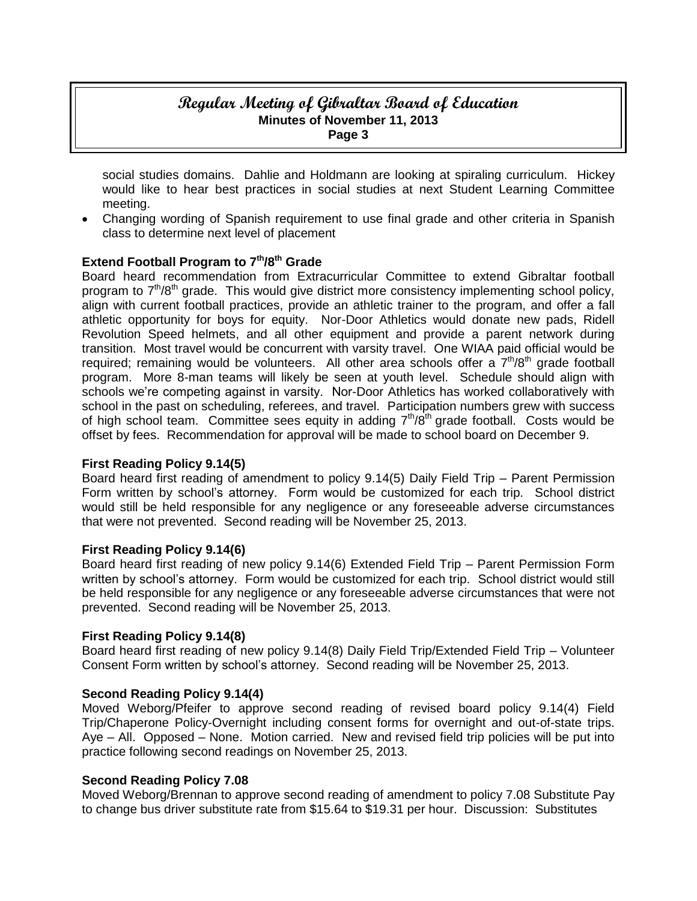social studies domains. Dahlie and Holdmann are looking at spiraling curriculum. Hickey would like to hear best practices in social studies at next Student Learning Committee meeting.

- Changing wording of Spanish requirement to use final grade and other criteria in Spanish class to determine next level of placement

**Extend Football Program to 7th/8th Grade**

Board heard recommendation from Extracurricular Committee to extend Gibraltar football program to 7th/8th grade. This would give district more consistency implementing school policy, align with current football practices, provide an athletic trainer to the program, and offer a fall athletic opportunity for boys for equity. Nor-Door Athletics would donate new pads, Ridell Revolution Speed helmets, and all other equipment and provide a parent network during transition. Most travel would be concurrent with varsity travel. One WIAA paid official would be required; remaining would be volunteers. All other area schools offer a 7th/8th grade football program. More 8-man teams will likely be seen at youth level. Schedule should align with schools we're competing against in varsity. Nor-Door Athletics has worked collaboratively with school in the past on scheduling, referees, and travel. Participation numbers grew with success of high school team. Committee sees equity in adding 7th/8th grade football. Costs would be offset by fees. Recommendation for approval will be made to school board on December 9.

**First Reading Policy 9.14(5)**

Board heard first reading of amendment to policy 9.14(5) Daily Field Trip – Parent Permission Form written by school's attorney. Form would be customized for each trip. School district would still be held responsible for any negligence or any foreseeable adverse circumstances that were not prevented. Second reading will be November 25, 2013.

**First Reading Policy 9.14(6)**

Board heard first reading of new policy 9.14(6) Extended Field Trip – Parent Permission Form written by school's attorney. Form would be customized for each trip. School district would still be held responsible for any negligence or any foreseeable adverse circumstances that were not prevented. Second reading will be November 25, 2013.

**First Reading Policy 9.14(8)**

Board heard first reading of new policy 9.14(8) Daily Field Trip/Extended Field Trip – Volunteer Consent Form written by school's attorney. Second reading will be November 25, 2013.

**Second Reading Policy 9.14(4)**

Moved Weborg/Pfeifer to approve second reading of revised board policy 9.14(4) Field Trip/Chaperone Policy-Overnight including consent forms for overnight and out-of-state trips. Aye – All. Opposed – None. Motion carried. New and revised field trip policies will be put into practice following second readings on November 25, 2013.

**Second Reading Policy 7.08**

Moved Weborg/Brennan to approve second reading of amendment to policy 7.08 Substitute Pay to change bus driver substitute rate from $15.64 to $19.31 per hour. Discussion: Substitutes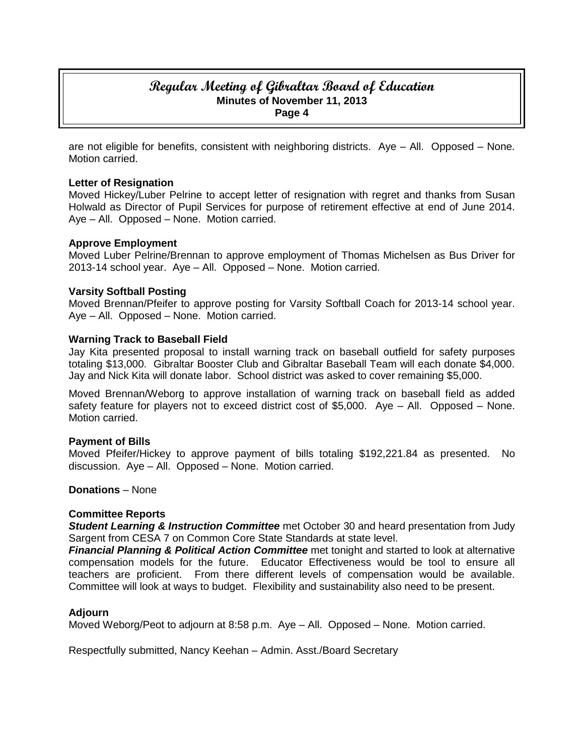are not eligible for benefits, consistent with neighboring districts. Aye – All. Opposed – None. Motion carried.

**Letter of Resignation**
Moved Hickey/Luber Pelrine to accept letter of resignation with regret and thanks from Susan Holwald as Director of Pupil Services for purpose of retirement effective at end of June 2014. Aye – All. Opposed – None. Motion carried.

**Approve Employment**
Moved Luber Pelrine/Brennan to approve employment of Thomas Michelsen as Bus Driver for 2013-14 school year. Aye – All. Opposed – None. Motion carried.

**Varsity Softball Posting**
Moved Brennan/Pfeifer to approve posting for Varsity Softball Coach for 2013-14 school year. Aye – All. Opposed – None. Motion carried.

**Warning Track to Baseball Field**
Jay Kita presented proposal to install warning track on baseball outfield for safety purposes totaling $13,000. Gibraltar Booster Club and Gibraltar Baseball Team will each donate $4,000. Jay and Nick Kita will donate labor. School district was asked to cover remaining $5,000.

Moved Brennan/Weborg to approve installation of warning track on baseball field as added safety feature for players not to exceed district cost of $5,000. Aye – All. Opposed – None. Motion carried.

**Payment of Bills**
Moved Pfeifer/Hickey to approve payment of bills totaling $192,221.84 as presented. No discussion. Aye – All. Opposed – None. Motion carried.

**Donations** – None

**Committee Reports**
***Student Learning & Instruction Committee*** met October 30 and heard presentation from Judy Sargent from CESA 7 on Common Core State Standards at state level.
***Financial Planning & Political Action Committee*** met tonight and started to look at alternative compensation models for the future. Educator Effectiveness would be tool to ensure all teachers are proficient. From there different levels of compensation would be available. Committee will look at ways to budget. Flexibility and sustainability also need to be present.

**Adjourn**
Moved Weborg/Peot to adjourn at 8:58 p.m. Aye – All. Opposed – None. Motion carried.

Respectfully submitted, Nancy Keehan – Admin. Asst./Board Secretary